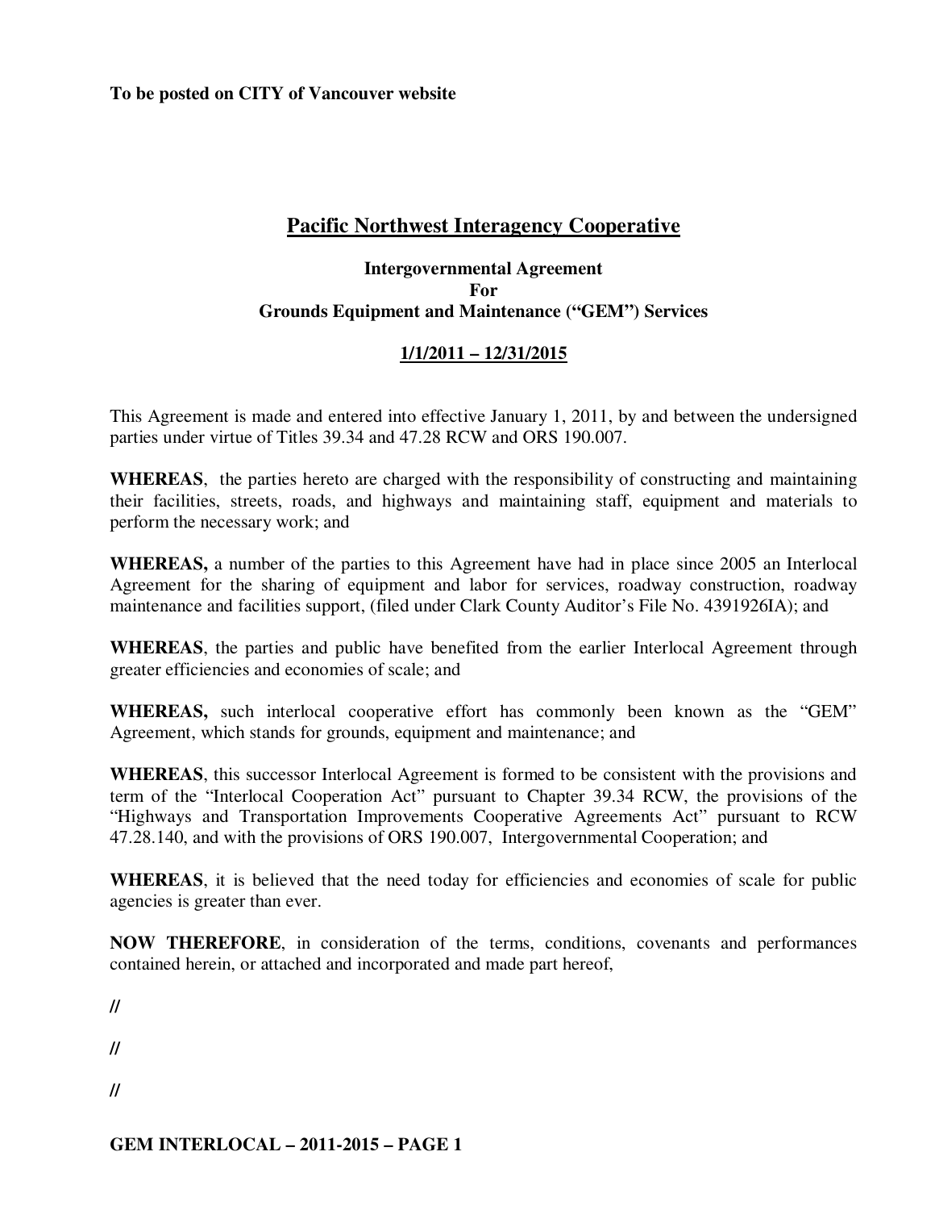**To be posted on CITY of Vancouver website**

# Pacific Northwest Interagency Cooperative

## Intergovernmental Agreement For Grounds Equipment and Maintenance ("GEM") Services

## 1/1/2011 – 12/31/2015

This Agreement is made and entered into effective January 1, 2011, by and between the undersigned parties under virtue of Titles 39.34 and 47.28 RCW and ORS 190.007.

**WHEREAS**, the parties hereto are charged with the responsibility of constructing and maintaining their facilities, streets, roads, and highways and maintaining staff, equipment and materials to perform the necessary work; and

**WHEREAS,** a number of the parties to this Agreement have had in place since 2005 an Interlocal Agreement for the sharing of equipment and labor for services, roadway construction, roadway maintenance and facilities support, (filed under Clark County Auditor's File No. 4391926IA); and

**WHEREAS**, the parties and public have benefited from the earlier Interlocal Agreement through greater efficiencies and economies of scale; and

**WHEREAS,** such interlocal cooperative effort has commonly been known as the "GEM" Agreement, which stands for grounds, equipment and maintenance; and

**WHEREAS**, this successor Interlocal Agreement is formed to be consistent with the provisions and term of the "Interlocal Cooperation Act" pursuant to Chapter 39.34 RCW, the provisions of the "Highways and Transportation Improvements Cooperative Agreements Act" pursuant to RCW 47.28.140, and with the provisions of ORS 190.007, Intergovernmental Cooperation; and

**WHEREAS**, it is believed that the need today for efficiencies and economies of scale for public agencies is greater than ever.

**NOW THEREFORE**, in consideration of the terms, conditions, covenants and performances contained herein, or attached and incorporated and made part hereof,

**//**

**//**

**//**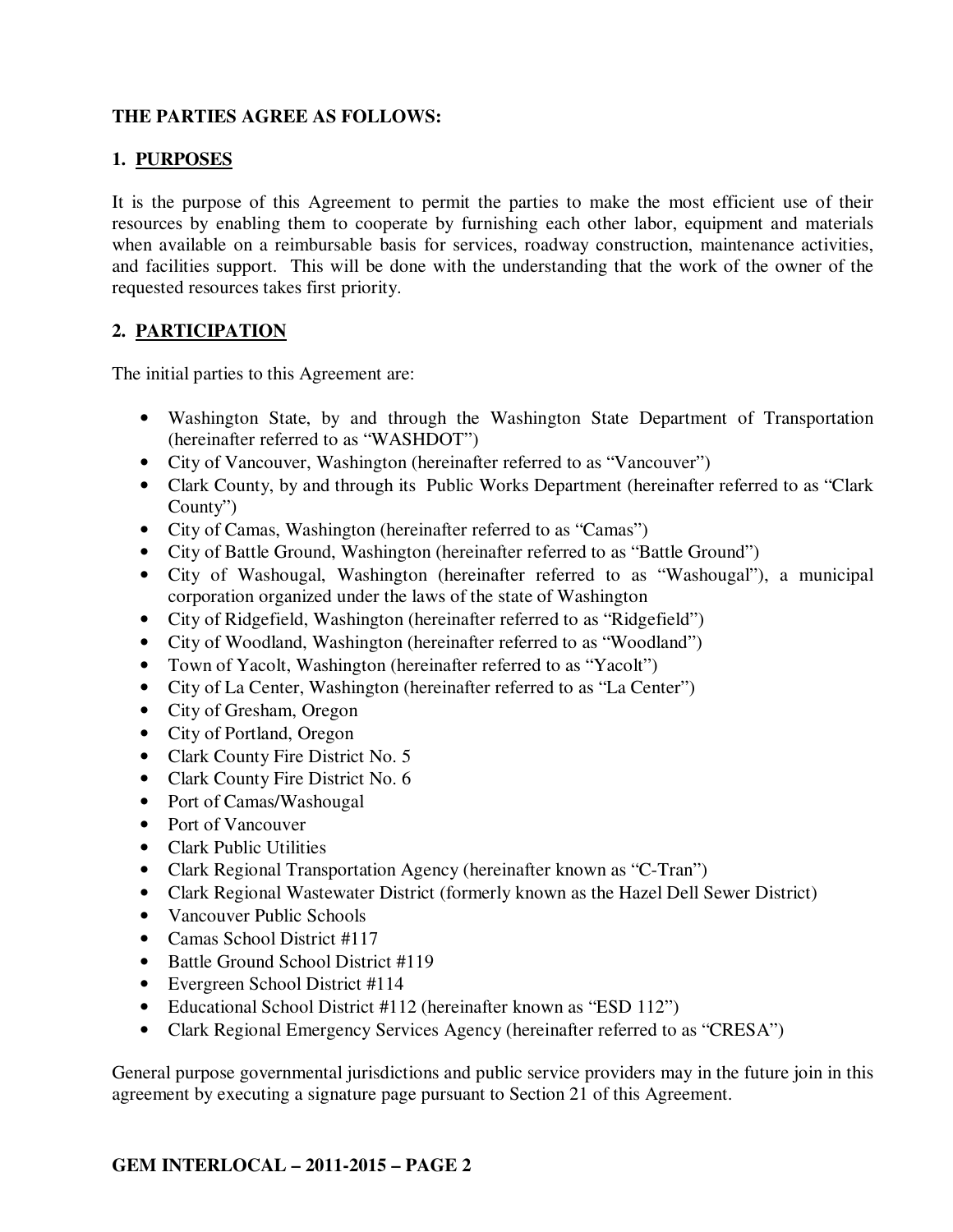**THE PARTIES AGREE AS FOLLOWS:**

## 1. PURPOSES

It is the purpose of this Agreement to permit the parties to make the most efficient use of their resources by enabling them to cooperate by furnishing each other labor, equipment and materials when available on a reimbursable basis for services, roadway construction, maintenance activities, and facilities support. This will be done with the understanding that the work of the owner of the requested resources takes first priority.

## 2. PARTICIPATION

The initial parties to this Agreement are:

- Washington State, by and through the Washington State Department of Transportation (hereinafter referred to as "WASHDOT")
- City of Vancouver, Washington (hereinafter referred to as "Vancouver")
- Clark County, by and through its Public Works Department (hereinafter referred to as "Clark County")
- City of Camas, Washington (hereinafter referred to as "Camas")
- City of Battle Ground, Washington (hereinafter referred to as "Battle Ground")
- City of Washougal, Washington (hereinafter referred to as "Washougal"), a municipal corporation organized under the laws of the state of Washington
- City of Ridgefield, Washington (hereinafter referred to as "Ridgefield")
- City of Woodland, Washington (hereinafter referred to as "Woodland")
- Town of Yacolt, Washington (hereinafter referred to as "Yacolt")
- City of La Center, Washington (hereinafter referred to as "La Center")
- City of Gresham, Oregon
- City of Portland, Oregon
- Clark County Fire District No. 5
- Clark County Fire District No. 6
- Port of Camas/Washougal
- Port of Vancouver
- Clark Public Utilities
- Clark Regional Transportation Agency (hereinafter known as "C-Tran")
- Clark Regional Wastewater District (formerly known as the Hazel Dell Sewer District)
- Vancouver Public Schools
- Camas School District #117
- Battle Ground School District #119
- Evergreen School District #114
- Educational School District #112 (hereinafter known as "ESD 112")
- Clark Regional Emergency Services Agency (hereinafter referred to as "CRESA")

General purpose governmental jurisdictions and public service providers may in the future join in this agreement by executing a signature page pursuant to Section 21 of this Agreement.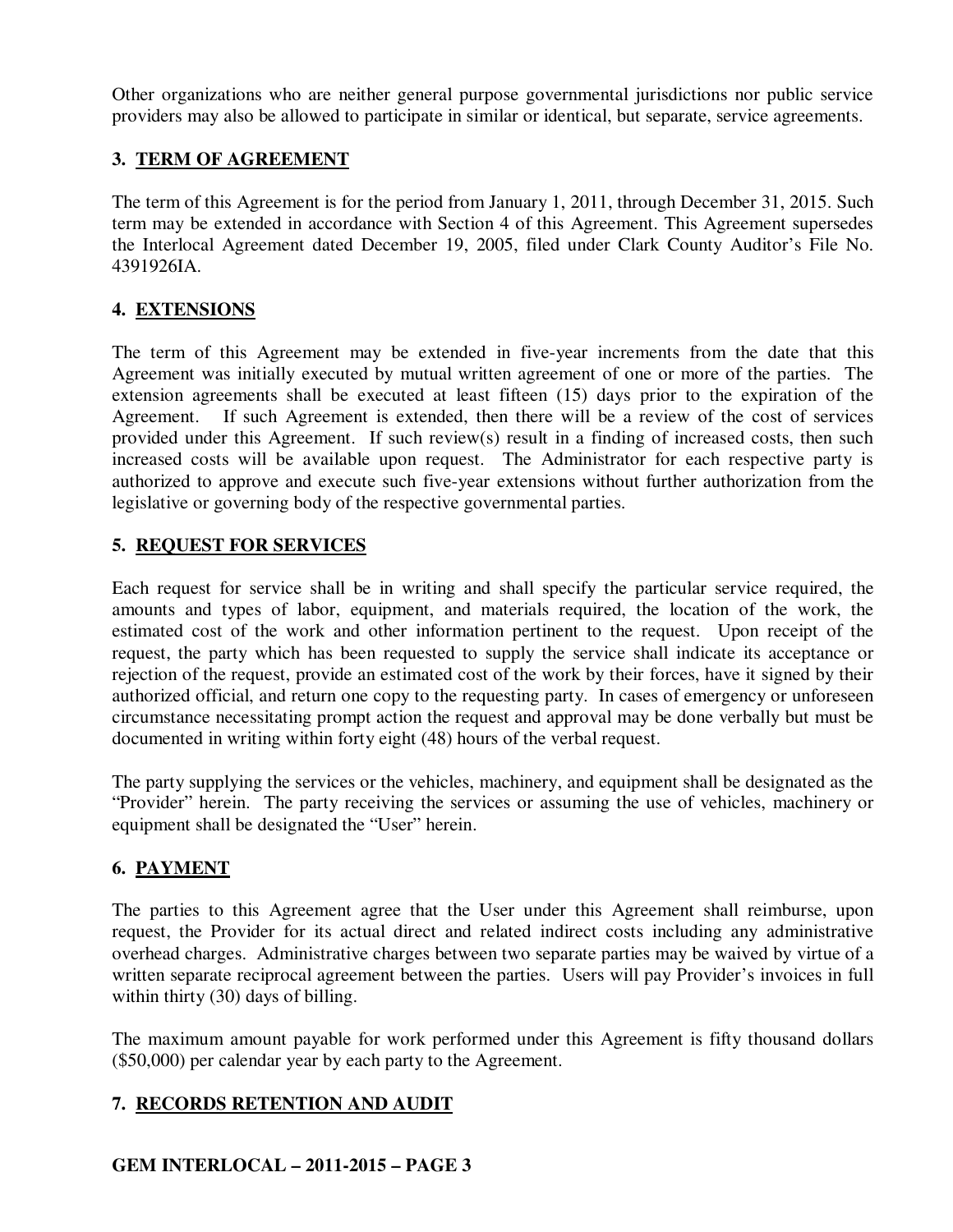Other organizations who are neither general purpose governmental jurisdictions nor public service providers may also be allowed to participate in similar or identical, but separate, service agreements.

## 3. TERM OF AGREEMENT

The term of this Agreement is for the period from January 1, 2011, through December 31, 2015. Such term may be extended in accordance with Section 4 of this Agreement. This Agreement supersedes the Interlocal Agreement dated December 19, 2005, filed under Clark County Auditor's File No. 4391926IA.

## 4. EXTENSIONS

The term of this Agreement may be extended in five-year increments from the date that this Agreement was initially executed by mutual written agreement of one or more of the parties. The extension agreements shall be executed at least fifteen (15) days prior to the expiration of the Agreement. If such Agreement is extended, then there will be a review of the cost of services provided under this Agreement. If such review(s) result in a finding of increased costs, then such increased costs will be available upon request. The Administrator for each respective party is authorized to approve and execute such five-year extensions without further authorization from the legislative or governing body of the respective governmental parties.

## 5. REQUEST FOR SERVICES

Each request for service shall be in writing and shall specify the particular service required, the amounts and types of labor, equipment, and materials required, the location of the work, the estimated cost of the work and other information pertinent to the request. Upon receipt of the request, the party which has been requested to supply the service shall indicate its acceptance or rejection of the request, provide an estimated cost of the work by their forces, have it signed by their authorized official, and return one copy to the requesting party. In cases of emergency or unforeseen circumstance necessitating prompt action the request and approval may be done verbally but must be documented in writing within forty eight (48) hours of the verbal request.

The party supplying the services or the vehicles, machinery, and equipment shall be designated as the "Provider" herein. The party receiving the services or assuming the use of vehicles, machinery or equipment shall be designated the "User" herein.

## 6. PAYMENT

The parties to this Agreement agree that the User under this Agreement shall reimburse, upon request, the Provider for its actual direct and related indirect costs including any administrative overhead charges. Administrative charges between two separate parties may be waived by virtue of a written separate reciprocal agreement between the parties. Users will pay Provider's invoices in full within thirty (30) days of billing.

The maximum amount payable for work performed under this Agreement is fifty thousand dollars ($50,000) per calendar year by each party to the Agreement.

## 7. RECORDS RETENTION AND AUDIT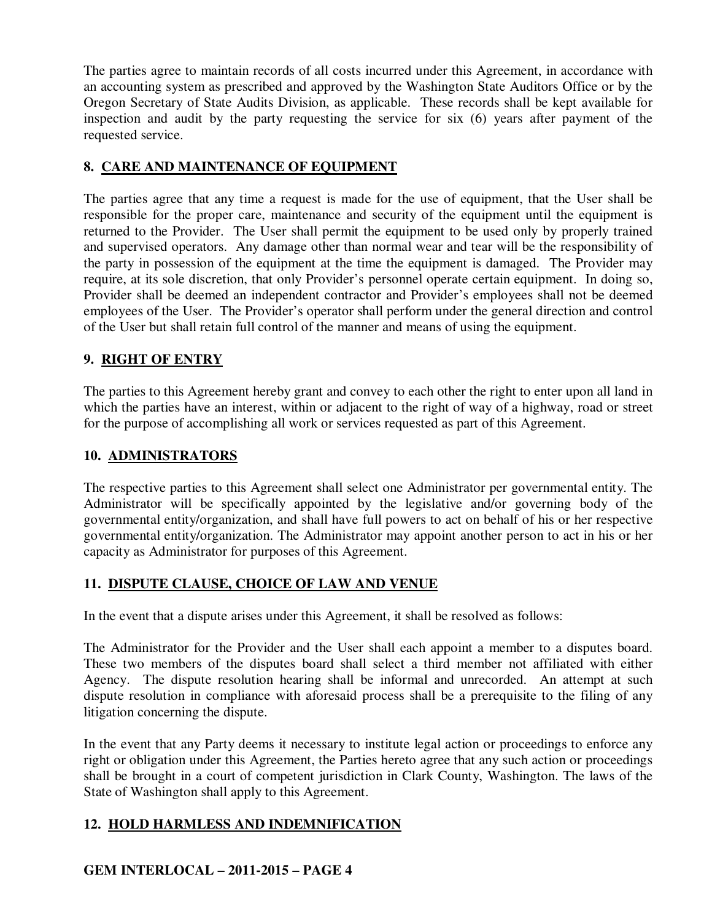The parties agree to maintain records of all costs incurred under this Agreement, in accordance with an accounting system as prescribed and approved by the Washington State Auditors Office or by the Oregon Secretary of State Audits Division, as applicable. These records shall be kept available for inspection and audit by the party requesting the service for six (6) years after payment of the requested service.

## 8. CARE AND MAINTENANCE OF EQUIPMENT

The parties agree that any time a request is made for the use of equipment, that the User shall be responsible for the proper care, maintenance and security of the equipment until the equipment is returned to the Provider. The User shall permit the equipment to be used only by properly trained and supervised operators. Any damage other than normal wear and tear will be the responsibility of the party in possession of the equipment at the time the equipment is damaged. The Provider may require, at its sole discretion, that only Provider's personnel operate certain equipment. In doing so, Provider shall be deemed an independent contractor and Provider's employees shall not be deemed employees of the User. The Provider's operator shall perform under the general direction and control of the User but shall retain full control of the manner and means of using the equipment.

## 9. RIGHT OF ENTRY

The parties to this Agreement hereby grant and convey to each other the right to enter upon all land in which the parties have an interest, within or adjacent to the right of way of a highway, road or street for the purpose of accomplishing all work or services requested as part of this Agreement.

## 10. ADMINISTRATORS

The respective parties to this Agreement shall select one Administrator per governmental entity. The Administrator will be specifically appointed by the legislative and/or governing body of the governmental entity/organization, and shall have full powers to act on behalf of his or her respective governmental entity/organization. The Administrator may appoint another person to act in his or her capacity as Administrator for purposes of this Agreement.

## 11. DISPUTE CLAUSE, CHOICE OF LAW AND VENUE

In the event that a dispute arises under this Agreement, it shall be resolved as follows:

The Administrator for the Provider and the User shall each appoint a member to a disputes board. These two members of the disputes board shall select a third member not affiliated with either Agency. The dispute resolution hearing shall be informal and unrecorded. An attempt at such dispute resolution in compliance with aforesaid process shall be a prerequisite to the filing of any litigation concerning the dispute.

In the event that any Party deems it necessary to institute legal action or proceedings to enforce any right or obligation under this Agreement, the Parties hereto agree that any such action or proceedings shall be brought in a court of competent jurisdiction in Clark County, Washington. The laws of the State of Washington shall apply to this Agreement.

## 12. HOLD HARMLESS AND INDEMNIFICATION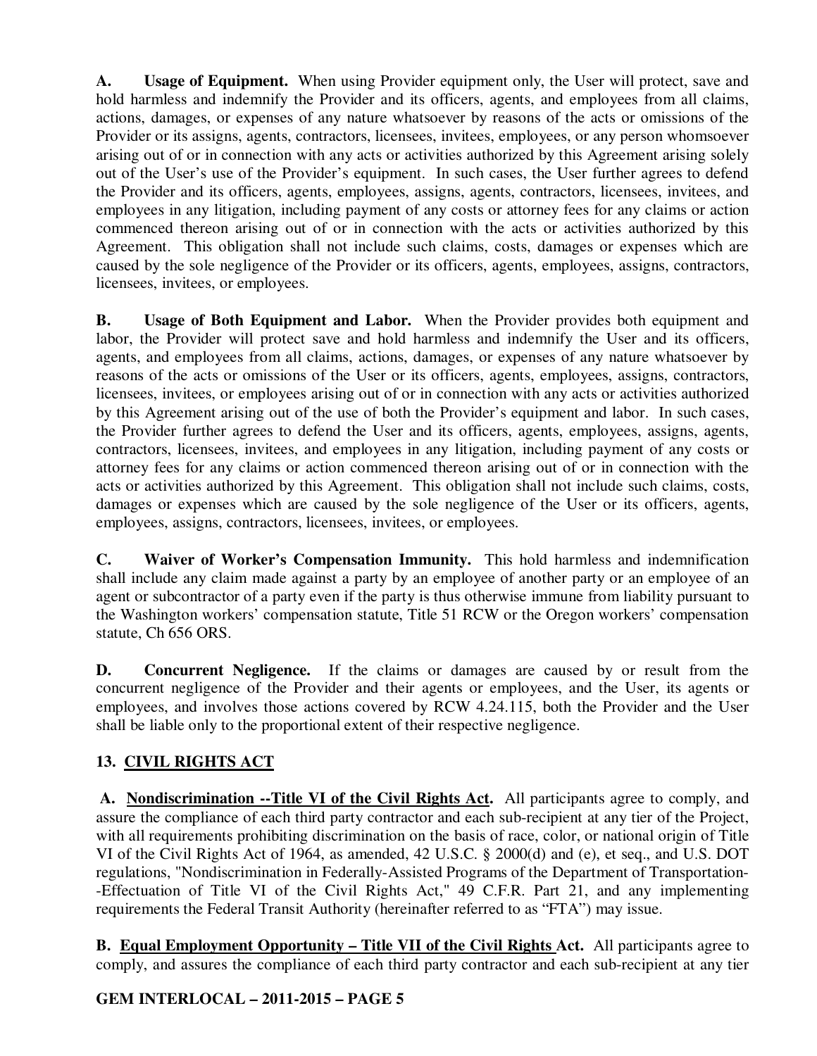**A. Usage of Equipment.** When using Provider equipment only, the User will protect, save and hold harmless and indemnify the Provider and its officers, agents, and employees from all claims, actions, damages, or expenses of any nature whatsoever by reasons of the acts or omissions of the Provider or its assigns, agents, contractors, licensees, invitees, employees, or any person whomsoever arising out of or in connection with any acts or activities authorized by this Agreement arising solely out of the User's use of the Provider's equipment. In such cases, the User further agrees to defend the Provider and its officers, agents, employees, assigns, agents, contractors, licensees, invitees, and employees in any litigation, including payment of any costs or attorney fees for any claims or action commenced thereon arising out of or in connection with the acts or activities authorized by this Agreement. This obligation shall not include such claims, costs, damages or expenses which are caused by the sole negligence of the Provider or its officers, agents, employees, assigns, contractors, licensees, invitees, or employees.

**B. Usage of Both Equipment and Labor.** When the Provider provides both equipment and labor, the Provider will protect save and hold harmless and indemnify the User and its officers, agents, and employees from all claims, actions, damages, or expenses of any nature whatsoever by reasons of the acts or omissions of the User or its officers, agents, employees, assigns, contractors, licensees, invitees, or employees arising out of or in connection with any acts or activities authorized by this Agreement arising out of the use of both the Provider's equipment and labor. In such cases, the Provider further agrees to defend the User and its officers, agents, employees, assigns, agents, contractors, licensees, invitees, and employees in any litigation, including payment of any costs or attorney fees for any claims or action commenced thereon arising out of or in connection with the acts or activities authorized by this Agreement. This obligation shall not include such claims, costs, damages or expenses which are caused by the sole negligence of the User or its officers, agents, employees, assigns, contractors, licensees, invitees, or employees.

**C. Waiver of Worker's Compensation Immunity.** This hold harmless and indemnification shall include any claim made against a party by an employee of another party or an employee of an agent or subcontractor of a party even if the party is thus otherwise immune from liability pursuant to the Washington workers' compensation statute, Title 51 RCW or the Oregon workers' compensation statute, Ch 656 ORS.

**D. Concurrent Negligence.** If the claims or damages are caused by or result from the concurrent negligence of the Provider and their agents or employees, and the User, its agents or employees, and involves those actions covered by RCW 4.24.115, both the Provider and the User shall be liable only to the proportional extent of their respective negligence.

## 13. CIVIL RIGHTS ACT

**A. Nondiscrimination --Title VI of the Civil Rights Act.** All participants agree to comply, and assure the compliance of each third party contractor and each sub-recipient at any tier of the Project, with all requirements prohibiting discrimination on the basis of race, color, or national origin of Title VI of the Civil Rights Act of 1964, as amended, 42 U.S.C. § 2000(d) and (e), et seq., and U.S. DOT regulations, "Nondiscrimination in Federally-Assisted Programs of the Department of Transportation--Effectuation of Title VI of the Civil Rights Act," 49 C.F.R. Part 21, and any implementing requirements the Federal Transit Authority (hereinafter referred to as "FTA") may issue.

**B. Equal Employment Opportunity – Title VII of the Civil Rights Act.** All participants agree to comply, and assures the compliance of each third party contractor and each sub-recipient at any tier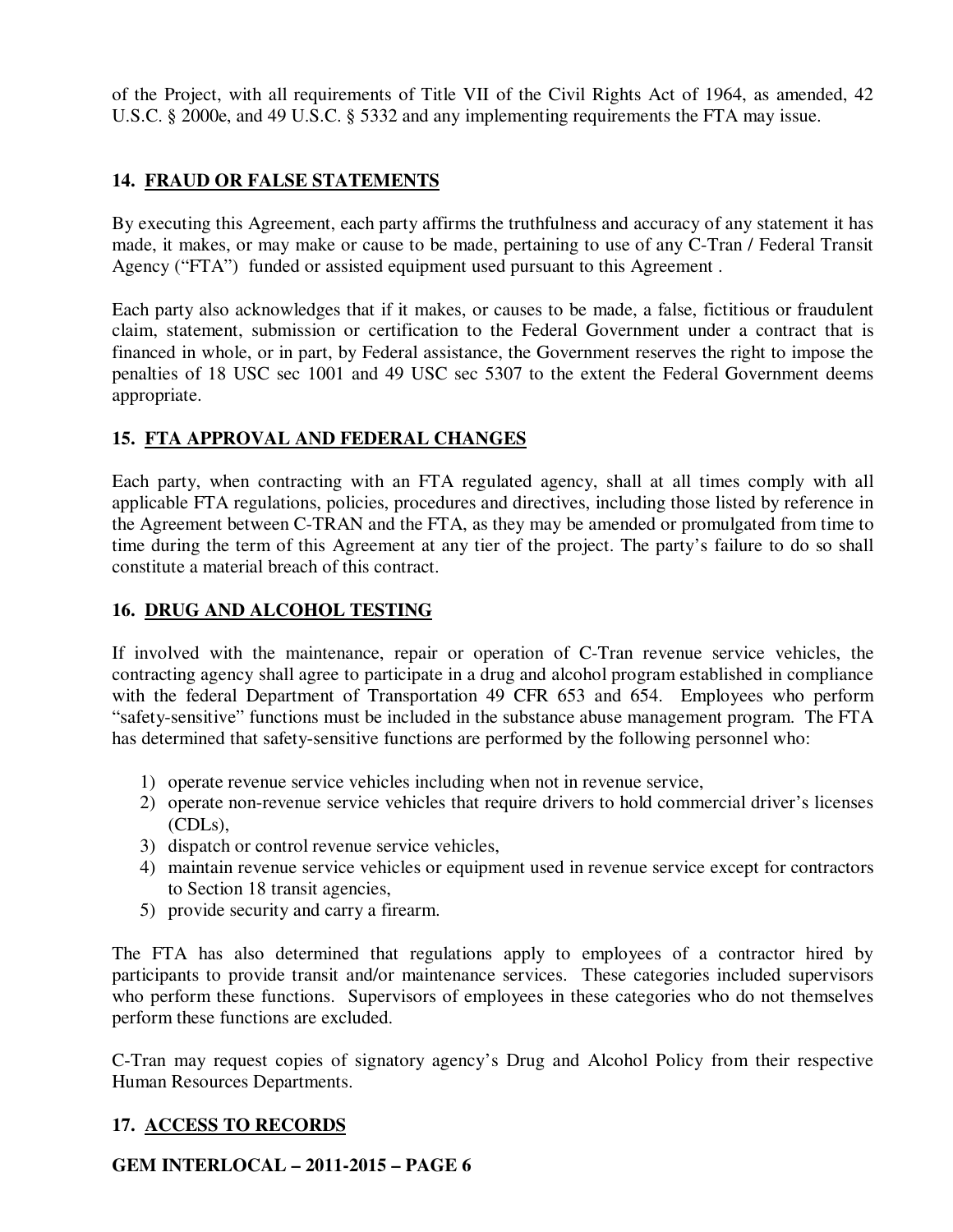of the Project, with all requirements of Title VII of the Civil Rights Act of 1964, as amended, 42 U.S.C. § 2000e, and 49 U.S.C. § 5332 and any implementing requirements the FTA may issue.

## 14. FRAUD OR FALSE STATEMENTS

By executing this Agreement, each party affirms the truthfulness and accuracy of any statement it has made, it makes, or may make or cause to be made, pertaining to use of any C-Tran / Federal Transit Agency ("FTA") funded or assisted equipment used pursuant to this Agreement .

Each party also acknowledges that if it makes, or causes to be made, a false, fictitious or fraudulent claim, statement, submission or certification to the Federal Government under a contract that is financed in whole, or in part, by Federal assistance, the Government reserves the right to impose the penalties of 18 USC sec 1001 and 49 USC sec 5307 to the extent the Federal Government deems appropriate.

## 15. FTA APPROVAL AND FEDERAL CHANGES

Each party, when contracting with an FTA regulated agency, shall at all times comply with all applicable FTA regulations, policies, procedures and directives, including those listed by reference in the Agreement between C-TRAN and the FTA, as they may be amended or promulgated from time to time during the term of this Agreement at any tier of the project. The party's failure to do so shall constitute a material breach of this contract.

## 16. DRUG AND ALCOHOL TESTING

If involved with the maintenance, repair or operation of C-Tran revenue service vehicles, the contracting agency shall agree to participate in a drug and alcohol program established in compliance with the federal Department of Transportation 49 CFR 653 and 654. Employees who perform "safety-sensitive" functions must be included in the substance abuse management program. The FTA has determined that safety-sensitive functions are performed by the following personnel who:

1) operate revenue service vehicles including when not in revenue service,
2) operate non-revenue service vehicles that require drivers to hold commercial driver's licenses (CDLs),
3) dispatch or control revenue service vehicles,
4) maintain revenue service vehicles or equipment used in revenue service except for contractors to Section 18 transit agencies,
5) provide security and carry a firearm.

The FTA has also determined that regulations apply to employees of a contractor hired by participants to provide transit and/or maintenance services. These categories included supervisors who perform these functions. Supervisors of employees in these categories who do not themselves perform these functions are excluded.

C-Tran may request copies of signatory agency's Drug and Alcohol Policy from their respective Human Resources Departments.

## 17. ACCESS TO RECORDS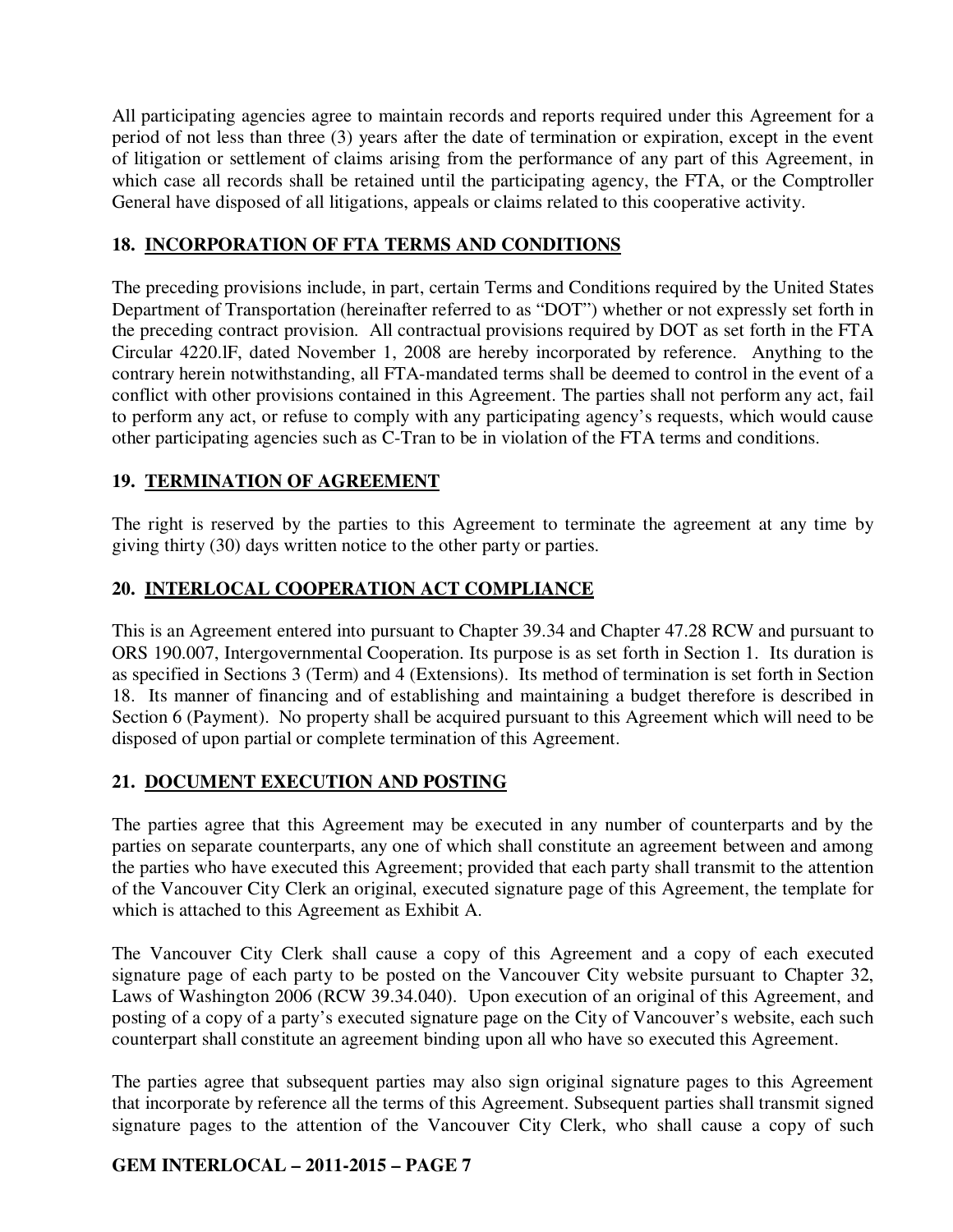All participating agencies agree to maintain records and reports required under this Agreement for a period of not less than three (3) years after the date of termination or expiration, except in the event of litigation or settlement of claims arising from the performance of any part of this Agreement, in which case all records shall be retained until the participating agency, the FTA, or the Comptroller General have disposed of all litigations, appeals or claims related to this cooperative activity.

## 18. INCORPORATION OF FTA TERMS AND CONDITIONS

The preceding provisions include, in part, certain Terms and Conditions required by the United States Department of Transportation (hereinafter referred to as "DOT") whether or not expressly set forth in the preceding contract provision. All contractual provisions required by DOT as set forth in the FTA Circular 4220.lF, dated November 1, 2008 are hereby incorporated by reference. Anything to the contrary herein notwithstanding, all FTA-mandated terms shall be deemed to control in the event of a conflict with other provisions contained in this Agreement. The parties shall not perform any act, fail to perform any act, or refuse to comply with any participating agency's requests, which would cause other participating agencies such as C-Tran to be in violation of the FTA terms and conditions.

## 19. TERMINATION OF AGREEMENT

The right is reserved by the parties to this Agreement to terminate the agreement at any time by giving thirty (30) days written notice to the other party or parties.

## 20. INTERLOCAL COOPERATION ACT COMPLIANCE

This is an Agreement entered into pursuant to Chapter 39.34 and Chapter 47.28 RCW and pursuant to ORS 190.007, Intergovernmental Cooperation. Its purpose is as set forth in Section 1. Its duration is as specified in Sections 3 (Term) and 4 (Extensions). Its method of termination is set forth in Section 18. Its manner of financing and of establishing and maintaining a budget therefore is described in Section 6 (Payment). No property shall be acquired pursuant to this Agreement which will need to be disposed of upon partial or complete termination of this Agreement.

## 21. DOCUMENT EXECUTION AND POSTING

The parties agree that this Agreement may be executed in any number of counterparts and by the parties on separate counterparts, any one of which shall constitute an agreement between and among the parties who have executed this Agreement; provided that each party shall transmit to the attention of the Vancouver City Clerk an original, executed signature page of this Agreement, the template for which is attached to this Agreement as Exhibit A.

The Vancouver City Clerk shall cause a copy of this Agreement and a copy of each executed signature page of each party to be posted on the Vancouver City website pursuant to Chapter 32, Laws of Washington 2006 (RCW 39.34.040). Upon execution of an original of this Agreement, and posting of a copy of a party's executed signature page on the City of Vancouver's website, each such counterpart shall constitute an agreement binding upon all who have so executed this Agreement.

The parties agree that subsequent parties may also sign original signature pages to this Agreement that incorporate by reference all the terms of this Agreement. Subsequent parties shall transmit signed signature pages to the attention of the Vancouver City Clerk, who shall cause a copy of such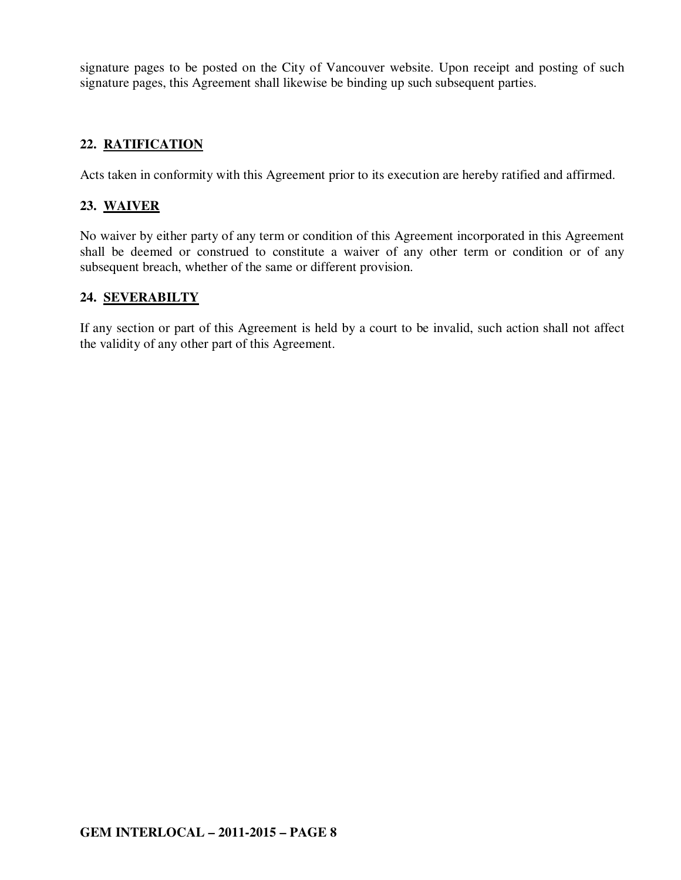signature pages to be posted on the City of Vancouver website. Upon receipt and posting of such signature pages, this Agreement shall likewise be binding up such subsequent parties.

## 22. RATIFICATION

Acts taken in conformity with this Agreement prior to its execution are hereby ratified and affirmed.

## 23. WAIVER

No waiver by either party of any term or condition of this Agreement incorporated in this Agreement shall be deemed or construed to constitute a waiver of any other term or condition or of any subsequent breach, whether of the same or different provision.

## 24. SEVERABILTY

If any section or part of this Agreement is held by a court to be invalid, such action shall not affect the validity of any other part of this Agreement.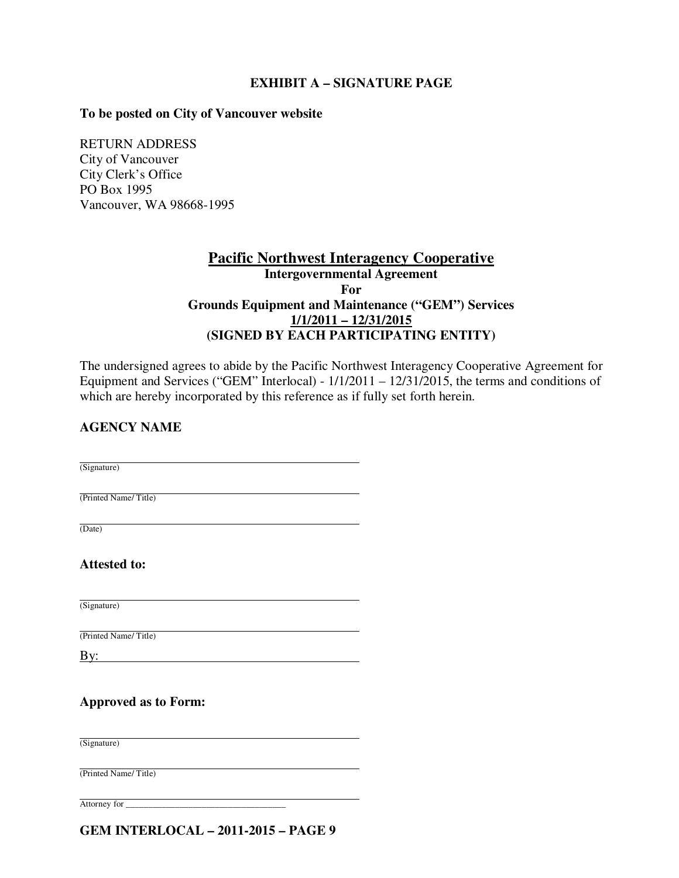**EXHIBIT A – SIGNATURE PAGE**

**To be posted on City of Vancouver website**

RETURN ADDRESS
City of Vancouver
City Clerk's Office
PO Box 1995
Vancouver, WA 98668-1995

# Pacific Northwest Interagency Cooperative

**Intergovernmental Agreement**
**For**
**Grounds Equipment and Maintenance ("GEM") Services**
**1/1/2011 – 12/31/2015**
**(SIGNED BY EACH PARTICIPATING ENTITY)**

The undersigned agrees to abide by the Pacific Northwest Interagency Cooperative Agreement for Equipment and Services ("GEM" Interlocal) - 1/1/2011 – 12/31/2015, the terms and conditions of which are hereby incorporated by this reference as if fully set forth herein.

**AGENCY NAME**

\_\_\_\_\_\_\_\_\_\_\_\_\_\_\_\_\_\_\_\_\_\_\_\_\_\_\_\_\_\_\_\_\_\_\_\_\_\_\_\_
(Signature)

\_\_\_\_\_\_\_\_\_\_\_\_\_\_\_\_\_\_\_\_\_\_\_\_\_\_\_\_\_\_\_\_\_\_\_\_\_\_\_\_
(Printed Name/ Title)

\_\_\_\_\_\_\_\_\_\_\_\_\_\_\_\_\_\_\_\_\_\_\_\_\_\_\_\_\_\_\_\_\_\_\_\_\_\_\_\_
(Date)

**Attested to:**

\_\_\_\_\_\_\_\_\_\_\_\_\_\_\_\_\_\_\_\_\_\_\_\_\_\_\_\_\_\_\_\_\_\_\_\_\_\_\_\_
(Signature)

\_\_\_\_\_\_\_\_\_\_\_\_\_\_\_\_\_\_\_\_\_\_\_\_\_\_\_\_\_\_\_\_\_\_\_\_\_\_\_\_
(Printed Name/ Title)

By: \_\_\_\_\_\_\_\_\_\_\_\_\_\_\_\_\_\_\_\_\_\_\_\_\_\_\_\_\_\_\_\_\_\_\_\_\_\_

**Approved as to Form:**

\_\_\_\_\_\_\_\_\_\_\_\_\_\_\_\_\_\_\_\_\_\_\_\_\_\_\_\_\_\_\_\_\_\_\_\_\_\_\_\_
(Signature)

\_\_\_\_\_\_\_\_\_\_\_\_\_\_\_\_\_\_\_\_\_\_\_\_\_\_\_\_\_\_\_\_\_\_\_\_\_\_\_\_
(Printed Name/ Title)

Attorney for \_\_\_\_\_\_\_\_\_\_\_\_\_\_\_\_\_\_\_\_\_\_\_\_\_\_\_\_\_\_\_\_\_\_

**GEM INTERLOCAL – 2011-2015 – PAGE 9**